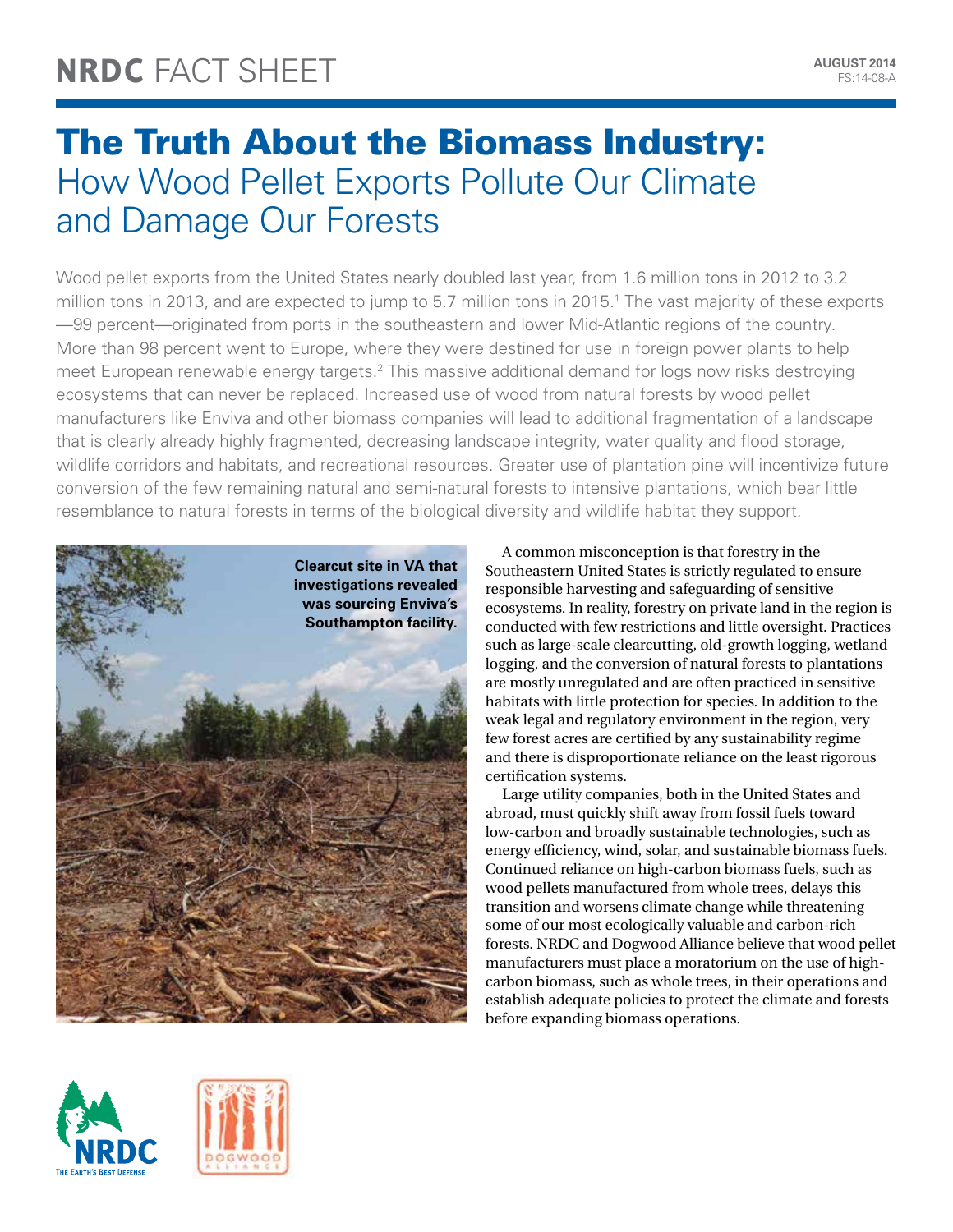# NRDC FACT SHEET

AUGUST 2014
FS:14-08-A

# The Truth About the Biomass Industry: How Wood Pellet Exports Pollute Our Climate and Damage Our Forests

Wood pellet exports from the United States nearly doubled last year, from 1.6 million tons in 2012 to 3.2 million tons in 2013, and are expected to jump to 5.7 million tons in 2015.[1] The vast majority of these exports—99 percent—originated from ports in the southeastern and lower Mid-Atlantic regions of the country. More than 98 percent went to Europe, where they were destined for use in foreign power plants to help meet European renewable energy targets.[2] This massive additional demand for logs now risks destroying ecosystems that can never be replaced. Increased use of wood from natural forests by wood pellet manufacturers like Enviva and other biomass companies will lead to additional fragmentation of a landscape that is clearly already highly fragmented, decreasing landscape integrity, water quality and flood storage, wildlife corridors and habitats, and recreational resources. Greater use of plantation pine will incentivize future conversion of the few remaining natural and semi-natural forests to intensive plantations, which bear little resemblance to natural forests in terms of the biological diversity and wildlife habitat they support.

**Clearcut site in VA that investigations revealed was sourcing Enviva's Southampton facility.**

A common misconception is that forestry in the Southeastern United States is strictly regulated to ensure responsible harvesting and safeguarding of sensitive ecosystems. In reality, forestry on private land in the region is conducted with few restrictions and little oversight. Practices such as large-scale clearcutting, old-growth logging, wetland logging, and the conversion of natural forests to plantations are mostly unregulated and are often practiced in sensitive habitats with little protection for species. In addition to the weak legal and regulatory environment in the region, very few forest acres are certified by any sustainability regime and there is disproportionate reliance on the least rigorous certification systems.

Large utility companies, both in the United States and abroad, must quickly shift away from fossil fuels toward low-carbon and broadly sustainable technologies, such as energy efficiency, wind, solar, and sustainable biomass fuels. Continued reliance on high-carbon biomass fuels, such as wood pellets manufactured from whole trees, delays this transition and worsens climate change while threatening some of our most ecologically valuable and carbon-rich forests. NRDC and Dogwood Alliance believe that wood pellet manufacturers must place a moratorium on the use of high-carbon biomass, such as whole trees, in their operations and establish adequate policies to protect the climate and forests before expanding biomass operations.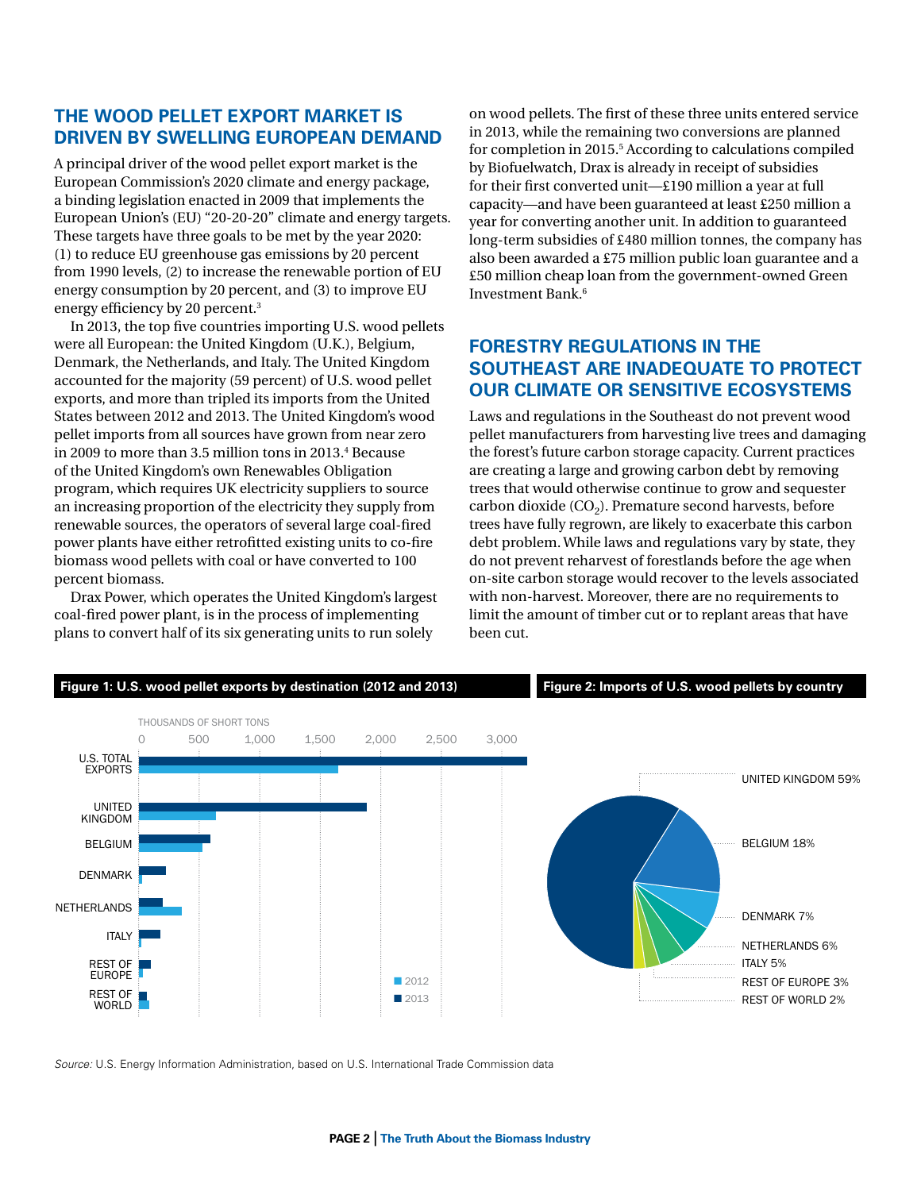## THE WOOD PELLET EXPORT MARKET IS DRIVEN BY SWELLING EUROPEAN DEMAND

A principal driver of the wood pellet export market is the European Commission's 2020 climate and energy package, a binding legislation enacted in 2009 that implements the European Union's (EU) "20-20-20" climate and energy targets. These targets have three goals to be met by the year 2020: (1) to reduce EU greenhouse gas emissions by 20 percent from 1990 levels, (2) to increase the renewable portion of EU energy consumption by 20 percent, and (3) to improve EU energy efficiency by 20 percent.[3]

In 2013, the top five countries importing U.S. wood pellets were all European: the United Kingdom (U.K.), Belgium, Denmark, the Netherlands, and Italy. The United Kingdom accounted for the majority (59 percent) of U.S. wood pellet exports, and more than tripled its imports from the United States between 2012 and 2013. The United Kingdom's wood pellet imports from all sources have grown from near zero in 2009 to more than 3.5 million tons in 2013.[4] Because of the United Kingdom's own Renewables Obligation program, which requires UK electricity suppliers to source an increasing proportion of the electricity they supply from renewable sources, the operators of several large coal-fired power plants have either retrofitted existing units to co-fire biomass wood pellets with coal or have converted to 100 percent biomass.

Drax Power, which operates the United Kingdom's largest coal-fired power plant, is in the process of implementing plans to convert half of its six generating units to run solely on wood pellets. The first of these three units entered service in 2013, while the remaining two conversions are planned for completion in 2015.[5] According to calculations compiled by Biofuelwatch, Drax is already in receipt of subsidies for their first converted unit—£190 million a year at full capacity—and have been guaranteed at least £250 million a year for converting another unit. In addition to guaranteed long-term subsidies of £480 million tonnes, the company has also been awarded a £75 million public loan guarantee and a £50 million cheap loan from the government-owned Green Investment Bank.[6]

## FORESTRY REGULATIONS IN THE SOUTHEAST ARE INADEQUATE TO PROTECT OUR CLIMATE OR SENSITIVE ECOSYSTEMS

Laws and regulations in the Southeast do not prevent wood pellet manufacturers from harvesting live trees and damaging the forest's future carbon storage capacity. Current practices are creating a large and growing carbon debt by removing trees that would otherwise continue to grow and sequester carbon dioxide ($CO_2$). Premature second harvests, before trees have fully regrown, are likely to exacerbate this carbon debt problem. While laws and regulations vary by state, they do not prevent reharvest of forestlands before the age when on-site carbon storage would recover to the levels associated with non-harvest. Moreover, there are no requirements to limit the amount of timber cut or to replant areas that have been cut.

**Figure 1: U.S. wood pellet exports by destination (2012 and 2013)**

THOUSANDS OF SHORT TONS (axis: 0, 500, 1,000, 1,500, 2,000, 2,500, 3,000)

Categories: U.S. TOTAL EXPORTS; UNITED KINGDOM; BELGIUM; DENMARK; NETHERLANDS; ITALY; REST OF EUROPE; REST OF WORLD

Legend: 2012; 2013

**Figure 2: Imports of U.S. wood pellets by country**

UNITED KINGDOM 59%
BELGIUM 18%
DENMARK 7%
NETHERLANDS 6%
ITALY 5%
REST OF EUROPE 3%
REST OF WORLD 2%

*Source:* U.S. Energy Information Administration, based on U.S. International Trade Commission data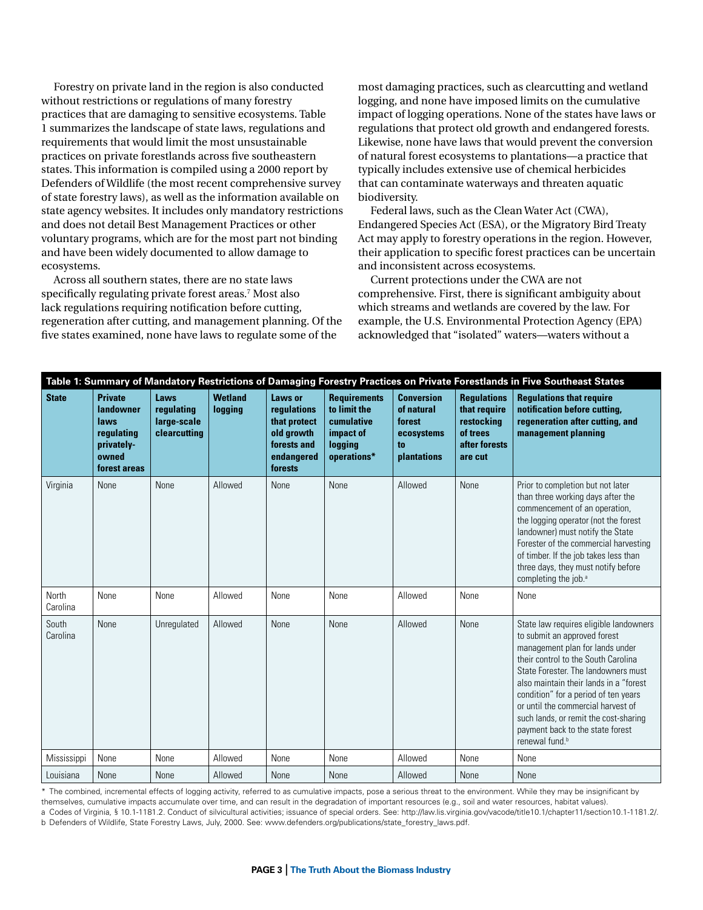Forestry on private land in the region is also conducted without restrictions or regulations of many forestry practices that are damaging to sensitive ecosystems. Table 1 summarizes the landscape of state laws, regulations and requirements that would limit the most unsustainable practices on private forestlands across five southeastern states. This information is compiled using a 2000 report by Defenders of Wildlife (the most recent comprehensive survey of state forestry laws), as well as the information available on state agency websites. It includes only mandatory restrictions and does not detail Best Management Practices or other voluntary programs, which are for the most part not binding and have been widely documented to allow damage to ecosystems.

Across all southern states, there are no state laws specifically regulating private forest areas.[7] Most also lack regulations requiring notification before cutting, regeneration after cutting, and management planning. Of the five states examined, none have laws to regulate some of the most damaging practices, such as clearcutting and wetland logging, and none have imposed limits on the cumulative impact of logging operations. None of the states have laws or regulations that protect old growth and endangered forests. Likewise, none have laws that would prevent the conversion of natural forest ecosystems to plantations—a practice that typically includes extensive use of chemical herbicides that can contaminate waterways and threaten aquatic biodiversity.

Federal laws, such as the Clean Water Act (CWA), Endangered Species Act (ESA), or the Migratory Bird Treaty Act may apply to forestry operations in the region. However, their application to specific forest practices can be uncertain and inconsistent across ecosystems.

Current protections under the CWA are not comprehensive. First, there is significant ambiguity about which streams and wetlands are covered by the law. For example, the U.S. Environmental Protection Agency (EPA) acknowledged that "isolated" waters—waters without a

**Table 1: Summary of Mandatory Restrictions of Damaging Forestry Practices on Private Forestlands in Five Southeast States**

| State | Private landowner laws regulating privately-owned forest areas | Laws regulating large-scale clearcutting | Wetland logging | Laws or regulations that protect old growth forests and endangered forests | Requirements to limit the cumulative impact of logging operations* | Conversion of natural forest ecosystems to plantations | Regulations that require restocking of trees after forests are cut | Regulations that require notification before cutting, regeneration after cutting, and management planning |
|---|---|---|---|---|---|---|---|---|
| Virginia | None | None | Allowed | None | None | Allowed | None | Prior to completion but not later than three working days after the commencement of an operation, the logging operator (not the forest landowner) must notify the State Forester of the commercial harvesting of timber. If the job takes less than three days, they must notify before completing the job.[a] |
| North Carolina | None | None | Allowed | None | None | Allowed | None | None |
| South Carolina | None | Unregulated | Allowed | None | None | Allowed | None | State law requires eligible landowners to submit an approved forest management plan for lands under their control to the South Carolina State Forester. The landowners must also maintain their lands in a "forest condition" for a period of ten years or until the commercial harvest of such lands, or remit the cost-sharing payment back to the state forest renewal fund.[b] |
| Mississippi | None | None | Allowed | None | None | Allowed | None | None |
| Louisiana | None | None | Allowed | None | None | Allowed | None | None |

\* The combined, incremental effects of logging activity, referred to as cumulative impacts, pose a serious threat to the environment. While they may be insignificant by themselves, cumulative impacts accumulate over time, and can result in the degradation of important resources (e.g., soil and water resources, habitat values).

a Codes of Virginia, § 10.1-1181.2. Conduct of silvicultural activities; issuance of special orders. See: http://law.lis.virginia.gov/vacode/title10.1/chapter11/section10.1-1181.2/.

b Defenders of Wildlife, State Forestry Laws, July, 2000. See: www.defenders.org/publications/state_forestry_laws.pdf.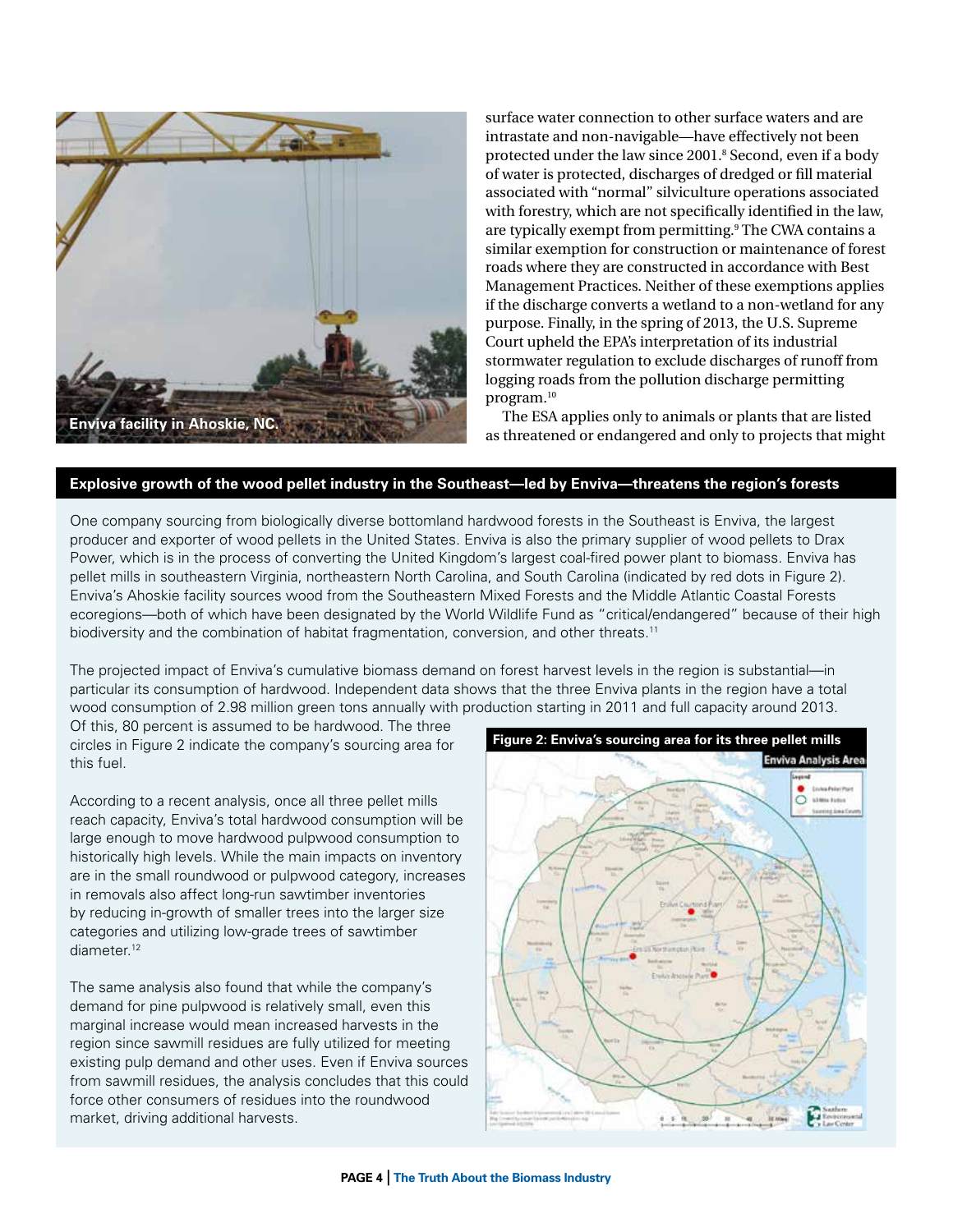Enviva facility in Ahoskie, NC.

surface water connection to other surface waters and are intrastate and non-navigable—have effectively not been protected under the law since 2001.[8] Second, even if a body of water is protected, discharges of dredged or fill material associated with "normal" silviculture operations associated with forestry, which are not specifically identified in the law, are typically exempt from permitting.[9] The CWA contains a similar exemption for construction or maintenance of forest roads where they are constructed in accordance with Best Management Practices. Neither of these exemptions applies if the discharge converts a wetland to a non-wetland for any purpose. Finally, in the spring of 2013, the U.S. Supreme Court upheld the EPA's interpretation of its industrial stormwater regulation to exclude discharges of runoff from logging roads from the pollution discharge permitting program.[10]

The ESA applies only to animals or plants that are listed as threatened or endangered and only to projects that might

## Explosive growth of the wood pellet industry in the Southeast—led by Enviva—threatens the region's forests

One company sourcing from biologically diverse bottomland hardwood forests in the Southeast is Enviva, the largest producer and exporter of wood pellets in the United States. Enviva is also the primary supplier of wood pellets to Drax Power, which is in the process of converting the United Kingdom's largest coal-fired power plant to biomass. Enviva has pellet mills in southeastern Virginia, northeastern North Carolina, and South Carolina (indicated by red dots in Figure 2). Enviva's Ahoskie facility sources wood from the Southeastern Mixed Forests and the Middle Atlantic Coastal Forests ecoregions—both of which have been designated by the World Wildlife Fund as "critical/endangered" because of their high biodiversity and the combination of habitat fragmentation, conversion, and other threats.[11]

The projected impact of Enviva's cumulative biomass demand on forest harvest levels in the region is substantial—in particular its consumption of hardwood. Independent data shows that the three Enviva plants in the region have a total wood consumption of 2.98 million green tons annually with production starting in 2011 and full capacity around 2013. Of this, 80 percent is assumed to be hardwood. The three circles in Figure 2 indicate the company's sourcing area for this fuel.

According to a recent analysis, once all three pellet mills reach capacity, Enviva's total hardwood consumption will be large enough to move hardwood pulpwood consumption to historically high levels. While the main impacts on inventory are in the small roundwood or pulpwood category, increases in removals also affect long-run sawtimber inventories by reducing in-growth of smaller trees into the larger size categories and utilizing low-grade trees of sawtimber diameter.[12]

The same analysis also found that while the company's demand for pine pulpwood is relatively small, even this marginal increase would mean increased harvests in the region since sawmill residues are fully utilized for meeting existing pulp demand and other uses. Even if Enviva sources from sawmill residues, the analysis concludes that this could force other consumers of residues into the roundwood market, driving additional harvests.

**Figure 2: Enviva's sourcing area for its three pellet mills**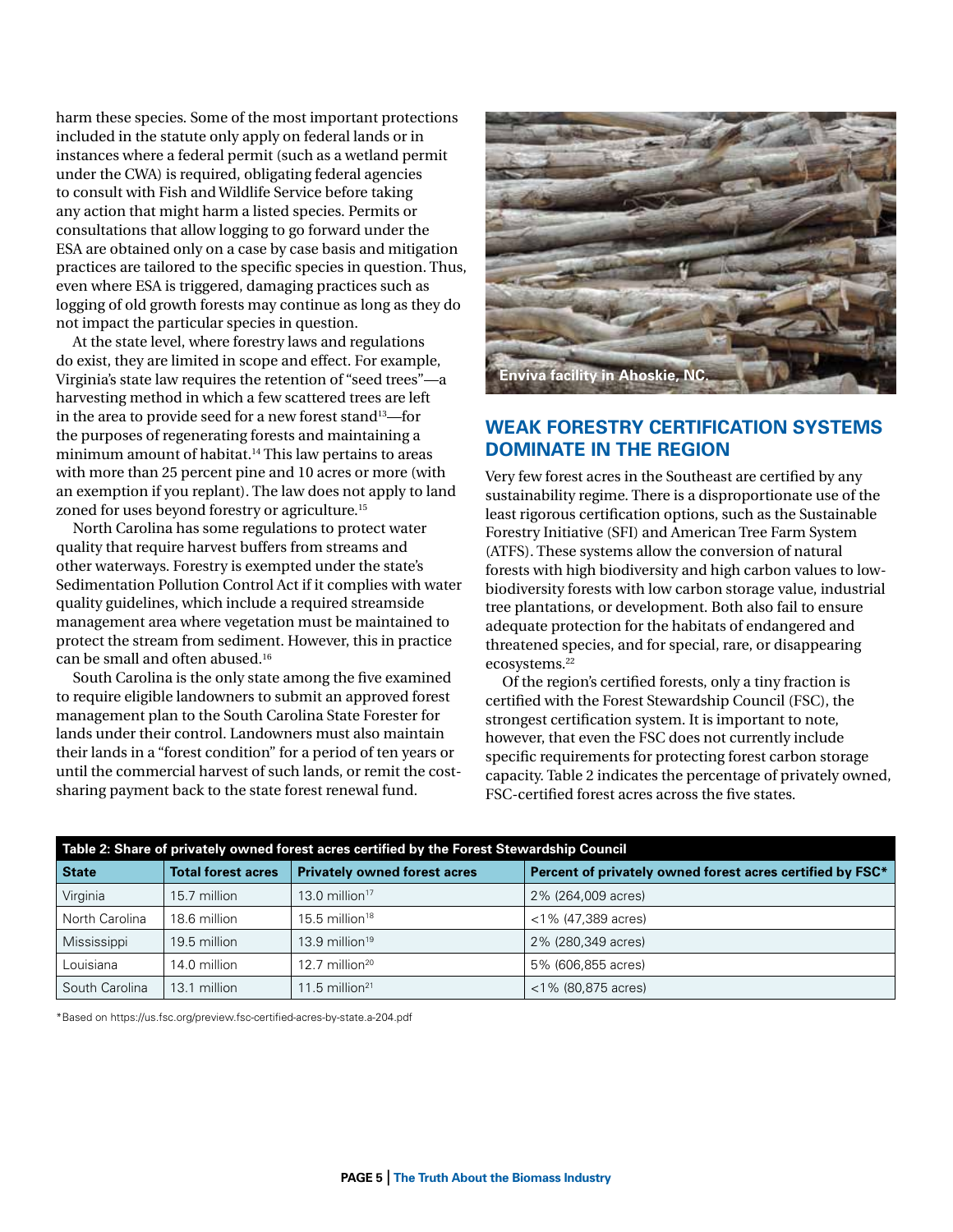harm these species. Some of the most important protections included in the statute only apply on federal lands or in instances where a federal permit (such as a wetland permit under the CWA) is required, obligating federal agencies to consult with Fish and Wildlife Service before taking any action that might harm a listed species. Permits or consultations that allow logging to go forward under the ESA are obtained only on a case by case basis and mitigation practices are tailored to the specific species in question. Thus, even where ESA is triggered, damaging practices such as logging of old growth forests may continue as long as they do not impact the particular species in question.

At the state level, where forestry laws and regulations do exist, they are limited in scope and effect. For example, Virginia's state law requires the retention of "seed trees"—a harvesting method in which a few scattered trees are left in the area to provide seed for a new forest stand[13]—for the purposes of regenerating forests and maintaining a minimum amount of habitat.[14] This law pertains to areas with more than 25 percent pine and 10 acres or more (with an exemption if you replant). The law does not apply to land zoned for uses beyond forestry or agriculture.[15]

North Carolina has some regulations to protect water quality that require harvest buffers from streams and other waterways. Forestry is exempted under the state's Sedimentation Pollution Control Act if it complies with water quality guidelines, which include a required streamside management area where vegetation must be maintained to protect the stream from sediment. However, this in practice can be small and often abused.[16]

South Carolina is the only state among the five examined to require eligible landowners to submit an approved forest management plan to the South Carolina State Forester for lands under their control. Landowners must also maintain their lands in a "forest condition" for a period of ten years or until the commercial harvest of such lands, or remit the cost-sharing payment back to the state forest renewal fund.

Enviva facility in Ahoskie, NC.

## WEAK FORESTRY CERTIFICATION SYSTEMS DOMINATE IN THE REGION

Very few forest acres in the Southeast are certified by any sustainability regime. There is a disproportionate use of the least rigorous certification options, such as the Sustainable Forestry Initiative (SFI) and American Tree Farm System (ATFS). These systems allow the conversion of natural forests with high biodiversity and high carbon values to low-biodiversity forests with low carbon storage value, industrial tree plantations, or development. Both also fail to ensure adequate protection for the habitats of endangered and threatened species, and for special, rare, or disappearing ecosystems.[22]

Of the region's certified forests, only a tiny fraction is certified with the Forest Stewardship Council (FSC), the strongest certification system. It is important to note, however, that even the FSC does not currently include specific requirements for protecting forest carbon storage capacity. Table 2 indicates the percentage of privately owned, FSC-certified forest acres across the five states.

**Table 2: Share of privately owned forest acres certified by the Forest Stewardship Council**

| State | Total forest acres | Privately owned forest acres | Percent of privately owned forest acres certified by FSC* |
|---|---|---|---|
| Virginia | 15.7 million | 13.0 million[17] | 2% (264,009 acres) |
| North Carolina | 18.6 million | 15.5 million[18] | <1% (47,389 acres) |
| Mississippi | 19.5 million | 13.9 million[19] | 2% (280,349 acres) |
| Louisiana | 14.0 million | 12.7 million[20] | 5% (606,855 acres) |
| South Carolina | 13.1 million | 11.5 million[21] | <1% (80,875 acres) |

*Based on https://us.fsc.org/preview.fsc-certified-acres-by-state.a-204.pdf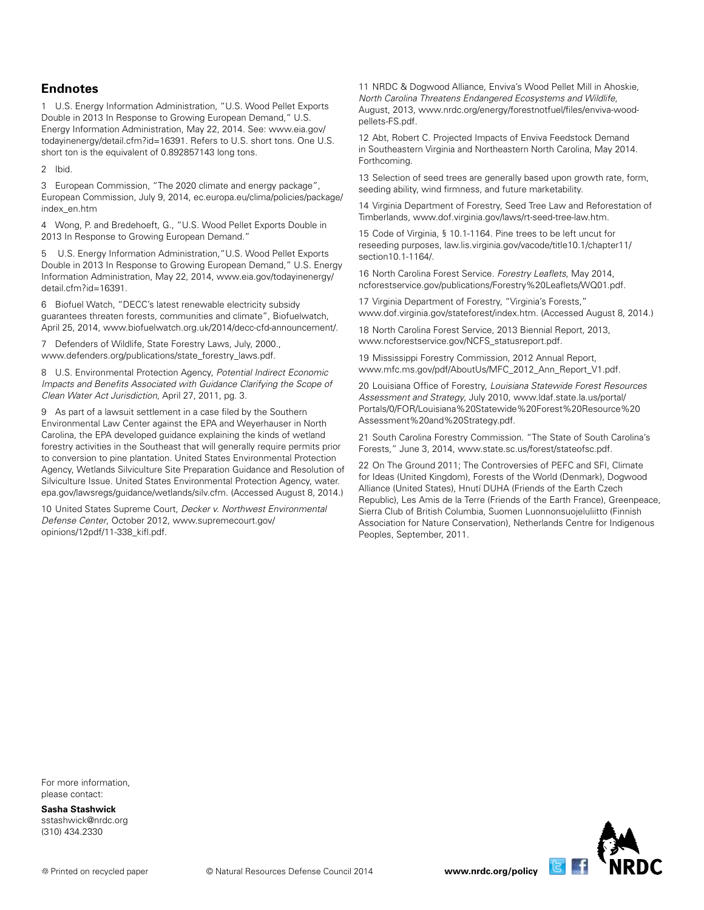## Endnotes

1 U.S. Energy Information Administration, "U.S. Wood Pellet Exports Double in 2013 In Response to Growing European Demand," U.S. Energy Information Administration, May 22, 2014. See: www.eia.gov/todayinenergy/detail.cfm?id=16391. Refers to U.S. short tons. One U.S. short ton is the equivalent of 0.892857143 long tons.

2 Ibid.

3 European Commission, "The 2020 climate and energy package", European Commission, July 9, 2014, ec.europa.eu/clima/policies/package/index_en.htm

4 Wong, P. and Bredehoeft, G., "U.S. Wood Pellet Exports Double in 2013 In Response to Growing European Demand."

5 U.S. Energy Information Administration,"U.S. Wood Pellet Exports Double in 2013 In Response to Growing European Demand," U.S. Energy Information Administration, May 22, 2014, www.eia.gov/todayinenergy/detail.cfm?id=16391.

6 Biofuel Watch, "DECC's latest renewable electricity subsidy guarantees threaten forests, communities and climate", Biofuelwatch, April 25, 2014, www.biofuelwatch.org.uk/2014/decc-cfd-announcement/.

7 Defenders of Wildlife, State Forestry Laws, July, 2000., www.defenders.org/publications/state_forestry_laws.pdf.

8 U.S. Environmental Protection Agency, *Potential Indirect Economic Impacts and Benefits Associated with Guidance Clarifying the Scope of Clean Water Act Jurisdiction*, April 27, 2011, pg. 3.

9 As part of a lawsuit settlement in a case filed by the Southern Environmental Law Center against the EPA and Weyerhauser in North Carolina, the EPA developed guidance explaining the kinds of wetland forestry activities in the Southeast that will generally require permits prior to conversion to pine plantation. United States Environmental Protection Agency, Wetlands Silviculture Site Preparation Guidance and Resolution of Silviculture Issue. United States Environmental Protection Agency, water.epa.gov/lawsregs/guidance/wetlands/silv.cfm. (Accessed August 8, 2014.)

10 United States Supreme Court, *Decker v. Northwest Environmental Defense Center*, October 2012, www.supremecourt.gov/opinions/12pdf/11-338_kifl.pdf.

11 NRDC & Dogwood Alliance, Enviva's Wood Pellet Mill in Ahoskie, *North Carolina Threatens Endangered Ecosystems and Wildlife*, August, 2013, www.nrdc.org/energy/forestnotfuel/files/enviva-wood-pellets-FS.pdf.

12 Abt, Robert C. Projected Impacts of Enviva Feedstock Demand in Southeastern Virginia and Northeastern North Carolina, May 2014. Forthcoming.

13 Selection of seed trees are generally based upon growth rate, form, seeding ability, wind firmness, and future marketability.

14 Virginia Department of Forestry, Seed Tree Law and Reforestation of Timberlands, www.dof.virginia.gov/laws/rt-seed-tree-law.htm.

15 Code of Virginia, § 10.1-1164. Pine trees to be left uncut for reseeding purposes, law.lis.virginia.gov/vacode/title10.1/chapter11/section10.1-1164/.

16 North Carolina Forest Service. *Forestry Leaflets*, May 2014, ncforestservice.gov/publications/Forestry%20Leaflets/WQ01.pdf.

17 Virginia Department of Forestry, "Virginia's Forests," www.dof.virginia.gov/stateforest/index.htm. (Accessed August 8, 2014.)

18 North Carolina Forest Service, 2013 Biennial Report, 2013, www.ncforestservice.gov/NCFS_statusreport.pdf.

19 Mississippi Forestry Commission, 2012 Annual Report, www.mfc.ms.gov/pdf/AboutUs/MFC_2012_Ann_Report_V1.pdf.

20 Louisiana Office of Forestry, *Louisiana Statewide Forest Resources Assessment and Strategy*, July 2010, www.ldaf.state.la.us/portal/Portals/0/FOR/Louisiana%20Statewide%20Forest%20Resource%20Assessment%20and%20Strategy.pdf.

21 South Carolina Forestry Commission. "The State of South Carolina's Forests," June 3, 2014, www.state.sc.us/forest/stateofsc.pdf.

22 On The Ground 2011; The Controversies of PEFC and SFI, Climate for Ideas (United Kingdom), Forests of the World (Denmark), Dogwood Alliance (United States), Hnutí DUHA (Friends of the Earth Czech Republic), Les Amis de la Terre (Friends of the Earth France), Greenpeace, Sierra Club of British Columbia, Suomen Luonnonsuojeluliitto (Finnish Association for Nature Conservation), Netherlands Centre for Indigenous Peoples, September, 2011.

For more information, please contact:

**Sasha Stashwick**
sstashwick@nrdc.org
(310) 434.2330

Printed on recycled paper

© Natural Resources Defense Council 2014

**www.nrdc.org/policy**